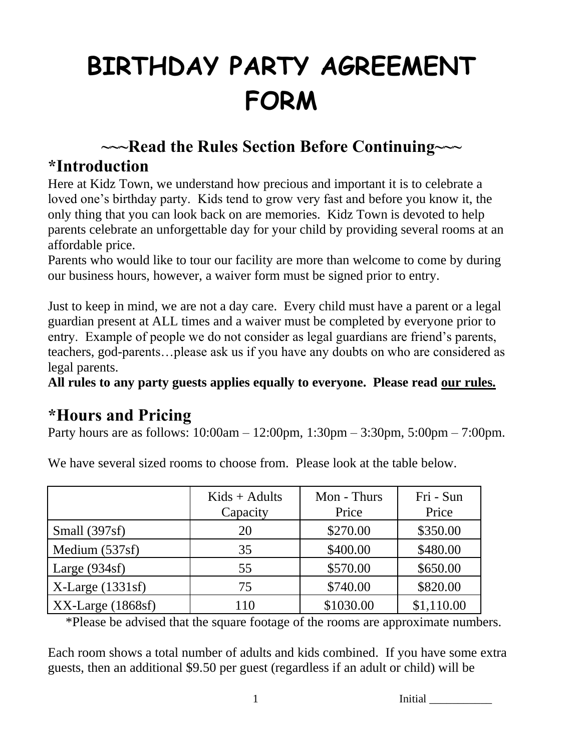# BIRTHDAY PARTY AGREEMENT FORM

## ~~~Read the Rules Section Before Continuing~~~

## *Introduction

Here at Kidz Town, we understand how precious and important it is to celebrate a loved one's birthday party. Kids tend to grow very fast and before you know it, the only thing that you can look back on are memories. Kidz Town is devoted to help parents celebrate an unforgettable day for your child by providing several rooms at an affordable price.

Parents who would like to tour our facility are more than welcome to come by during our business hours, however, a waiver form must be signed prior to entry.

Just to keep in mind, we are not a day care. Every child must have a parent or a legal guardian present at ALL times and a waiver must be completed by everyone prior to entry. Example of people we do not consider as legal guardians are friend's parents, teachers, god-parents…please ask us if you have any doubts on who are considered as legal parents.

**All rules to any party guests applies equally to everyone. Please read <u>our rules.</u>**

## *Hours and Pricing

Party hours are as follows: 10:00am – 12:00pm, 1:30pm – 3:30pm, 5:00pm – 7:00pm.

We have several sized rooms to choose from. Please look at the table below.

| | Kids + Adults Capacity | Mon - Thurs Price | Fri - Sun Price |
|---|---|---|---|
| Small (397sf) | 20 | $270.00 | $350.00 |
| Medium (537sf) | 35 | $400.00 | $480.00 |
| Large (934sf) | 55 | $570.00 | $650.00 |
| X-Large (1331sf) | 75 | $740.00 | $820.00 |
| XX-Large (1868sf) | 110 | $1030.00 | $1,110.00 |

*Please be advised that the square footage of the rooms are approximate numbers.

Each room shows a total number of adults and kids combined. If you have some extra guests, then an additional $9.50 per guest (regardless if an adult or child) will be

Initial ___________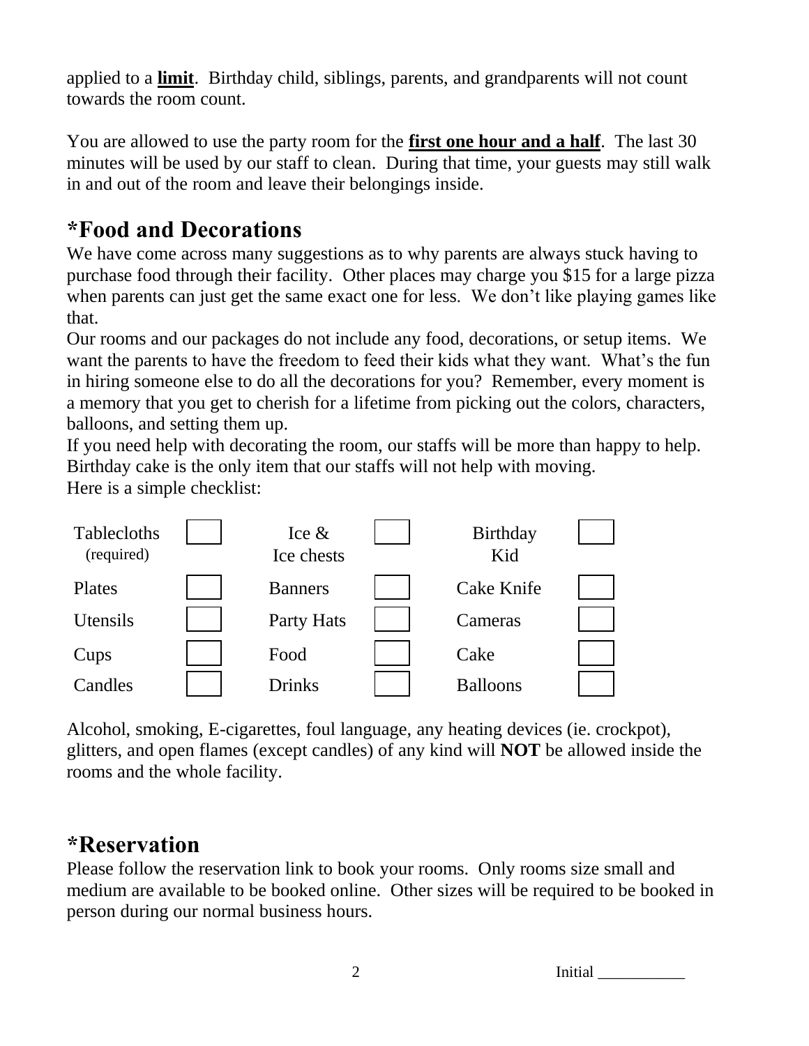applied to a **limit**. Birthday child, siblings, parents, and grandparents will not count towards the room count.

You are allowed to use the party room for the **first one hour and a half**. The last 30 minutes will be used by our staff to clean. During that time, your guests may still walk in and out of the room and leave their belongings inside.

## *Food and Decorations

We have come across many suggestions as to why parents are always stuck having to purchase food through their facility. Other places may charge you $15 for a large pizza when parents can just get the same exact one for less. We don't like playing games like that.

Our rooms and our packages do not include any food, decorations, or setup items. We want the parents to have the freedom to feed their kids what they want. What's the fun in hiring someone else to do all the decorations for you? Remember, every moment is a memory that you get to cherish for a lifetime from picking out the colors, characters, balloons, and setting them up.

If you need help with decorating the room, our staffs will be more than happy to help. Birthday cake is the only item that our staffs will not help with moving.

Here is a simple checklist:

| Item | ☐ | Item | ☐ | Item | ☐ |
|---|---|---|---|---|---|
| Tablecloths (required) | ☐ | Ice & Ice chests | ☐ | Birthday Kid | ☐ |
| Plates | ☐ | Banners | ☐ | Cake Knife | ☐ |
| Utensils | ☐ | Party Hats | ☐ | Cameras | ☐ |
| Cups | ☐ | Food | ☐ | Cake | ☐ |
| Candles | ☐ | Drinks | ☐ | Balloons | ☐ |

Alcohol, smoking, E-cigarettes, foul language, any heating devices (ie. crockpot), glitters, and open flames (except candles) of any kind will **NOT** be allowed inside the rooms and the whole facility.

## *Reservation

Please follow the reservation link to book your rooms. Only rooms size small and medium are available to be booked online. Other sizes will be required to be booked in person during our normal business hours.

Initial ___________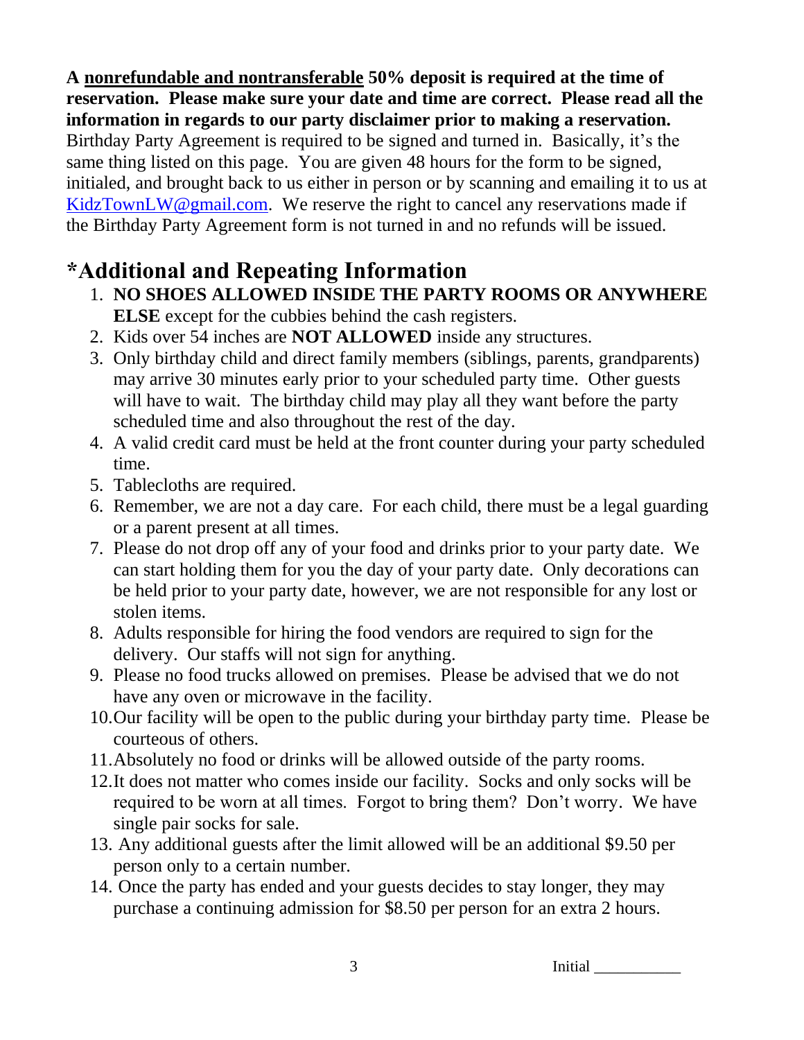**A <u>nonrefundable and nontransferable</u> 50% deposit is required at the time of reservation. Please make sure your date and time are correct. Please read all the information in regards to our party disclaimer prior to making a reservation.** Birthday Party Agreement is required to be signed and turned in. Basically, it's the same thing listed on this page. You are given 48 hours for the form to be signed, initialed, and brought back to us either in person or by scanning and emailing it to us at KidzTownLW@gmail.com. We reserve the right to cancel any reservations made if the Birthday Party Agreement form is not turned in and no refunds will be issued.

# *Additional and Repeating Information

1. **NO SHOES ALLOWED INSIDE THE PARTY ROOMS OR ANYWHERE ELSE** except for the cubbies behind the cash registers.
2. Kids over 54 inches are **NOT ALLOWED** inside any structures.
3. Only birthday child and direct family members (siblings, parents, grandparents) may arrive 30 minutes early prior to your scheduled party time. Other guests will have to wait. The birthday child may play all they want before the party scheduled time and also throughout the rest of the day.
4. A valid credit card must be held at the front counter during your party scheduled time.
5. Tablecloths are required.
6. Remember, we are not a day care. For each child, there must be a legal guarding or a parent present at all times.
7. Please do not drop off any of your food and drinks prior to your party date. We can start holding them for you the day of your party date. Only decorations can be held prior to your party date, however, we are not responsible for any lost or stolen items.
8. Adults responsible for hiring the food vendors are required to sign for the delivery. Our staffs will not sign for anything.
9. Please no food trucks allowed on premises. Please be advised that we do not have any oven or microwave in the facility.
10. Our facility will be open to the public during your birthday party time. Please be courteous of others.
11. Absolutely no food or drinks will be allowed outside of the party rooms.
12. It does not matter who comes inside our facility. Socks and only socks will be required to be worn at all times. Forgot to bring them? Don't worry. We have single pair socks for sale.
13. Any additional guests after the limit allowed will be an additional $9.50 per person only to a certain number.
14. Once the party has ended and your guests decides to stay longer, they may purchase a continuing admission for $8.50 per person for an extra 2 hours.

Initial ___________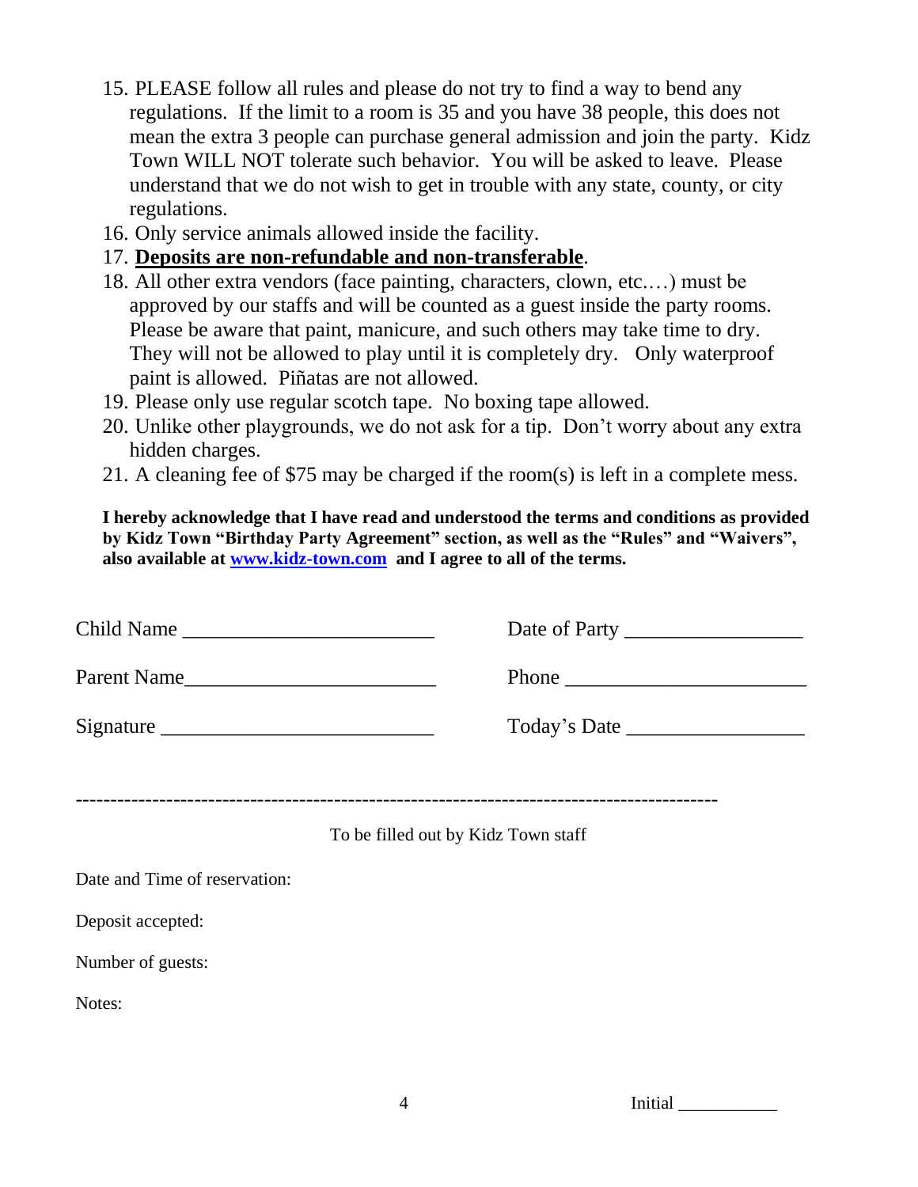15. PLEASE follow all rules and please do not try to find a way to bend any regulations. If the limit to a room is 35 and you have 38 people, this does not mean the extra 3 people can purchase general admission and join the party. Kidz Town WILL NOT tolerate such behavior. You will be asked to leave. Please understand that we do not wish to get in trouble with any state, county, or city regulations.
16. Only service animals allowed inside the facility.
17. **Deposits are non-refundable and non-transferable**.
18. All other extra vendors (face painting, characters, clown, etc.…) must be approved by our staffs and will be counted as a guest inside the party rooms. Please be aware that paint, manicure, and such others may take time to dry. They will not be allowed to play until it is completely dry. Only waterproof paint is allowed. Piñatas are not allowed.
19. Please only use regular scotch tape. No boxing tape allowed.
20. Unlike other playgrounds, we do not ask for a tip. Don't worry about any extra hidden charges.
21. A cleaning fee of $75 may be charged if the room(s) is left in a complete mess.

**I hereby acknowledge that I have read and understood the terms and conditions as provided by Kidz Town "Birthday Party Agreement" section, as well as the "Rules" and "Waivers", also available at [www.kidz-town.com](http://www.kidz-town.com) and I agree to all of the terms.**

Child Name ________________________ Date of Party _________________

Parent Name________________________ Phone _______________________

Signature __________________________ Today's Date _________________

------------------------------------------------------------------------------------------

To be filled out by Kidz Town staff

Date and Time of reservation:

Deposit accepted:

Number of guests:

Notes:

Initial ___________